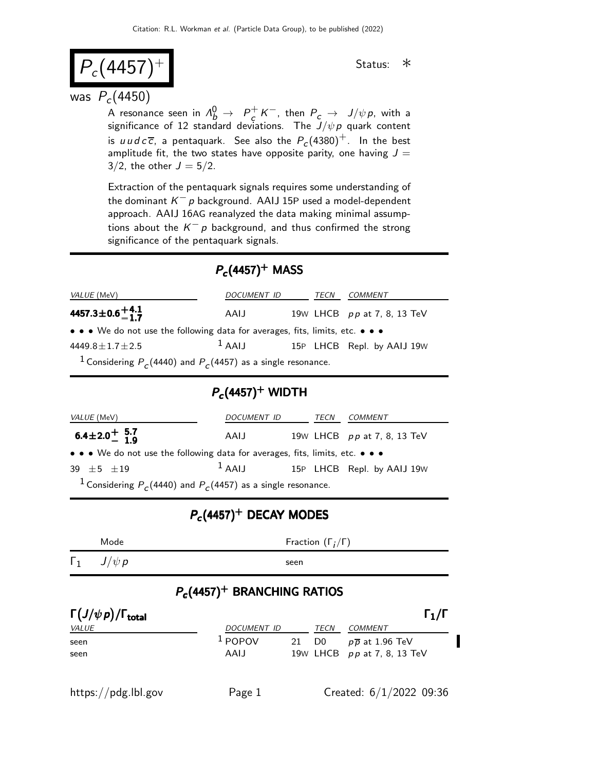# $P_c(4457)^+$

Status: ∗

was $P_c(4450)$

A resonance seen in $\Lambda_b^0 \to P_c^+ K^-$, then $P_c \to J/\psi p$, with a significance of 12 standard deviations. The $J/\psi p$ quark content is $uudc\overline{c}$, a pentaquark. See also the $P_c(4380)^+$. In the best amplitude fit, the two states have opposite parity, one having $J = 3/2$, the other $J = 5/2$.

Extraction of the pentaquark signals requires some understanding of the dominant $K^- p$ background. AAIJ 15P used a model-dependent approach. AAIJ 16AG reanalyzed the data making minimal assumptions about the $K^- p$ background, and thus confirmed the strong significance of the pentaquark signals.

## $P_c(4457)^+$ MASS

| VALUE (MeV) | DOCUMENT ID | | TECN | COMMENT |
|---|---|---|---|---|
| **$4457.3 \pm 0.6^{+4.1}_{-1.7}$** | AAIJ | 19W | LHCB | $pp$ at 7, 8, 13 TeV |
| • • • We do not use the following data for averages, fits, limits, etc. • • • | | | | |
| $4449.8 \pm 1.7 \pm 2.5$ | [1] AAIJ | 15P | LHCB | Repl. by AAIJ 19W |

[1] Considering $P_c(4440)$ and $P_c(4457)$ as a single resonance.

## $P_c(4457)^+$ WIDTH

| VALUE (MeV) | DOCUMENT ID | | TECN | COMMENT |
|---|---|---|---|---|
| **$6.4 \pm 2.0^{+5.7}_{-1.9}$** | AAIJ | 19W | LHCB | $pp$ at 7, 8, 13 TeV |
| • • • We do not use the following data for averages, fits, limits, etc. • • • | | | | |
| $39 \pm 5 \pm 19$ | [1] AAIJ | 15P | LHCB | Repl. by AAIJ 19W |

[1] Considering $P_c(4440)$ and $P_c(4457)$ as a single resonance.

## $P_c(4457)^+$ DECAY MODES

| | Mode | Fraction ($\Gamma_i/\Gamma$) |
|---|---|---|
| $\Gamma_1$ | $J/\psi p$ | seen |

## $P_c(4457)^+$ BRANCHING RATIOS

**$\Gamma(J/\psi p)/\Gamma_{\text{total}}$** $\Gamma_1/\Gamma$

| VALUE | DOCUMENT ID | | TECN | COMMENT |
|---|---|---|---|---|
| seen | [1] POPOV | 21 | D0 | $p\overline{p}$ at 1.96 TeV |
| seen | AAIJ | 19W | LHCB | $pp$ at 7, 8, 13 TeV |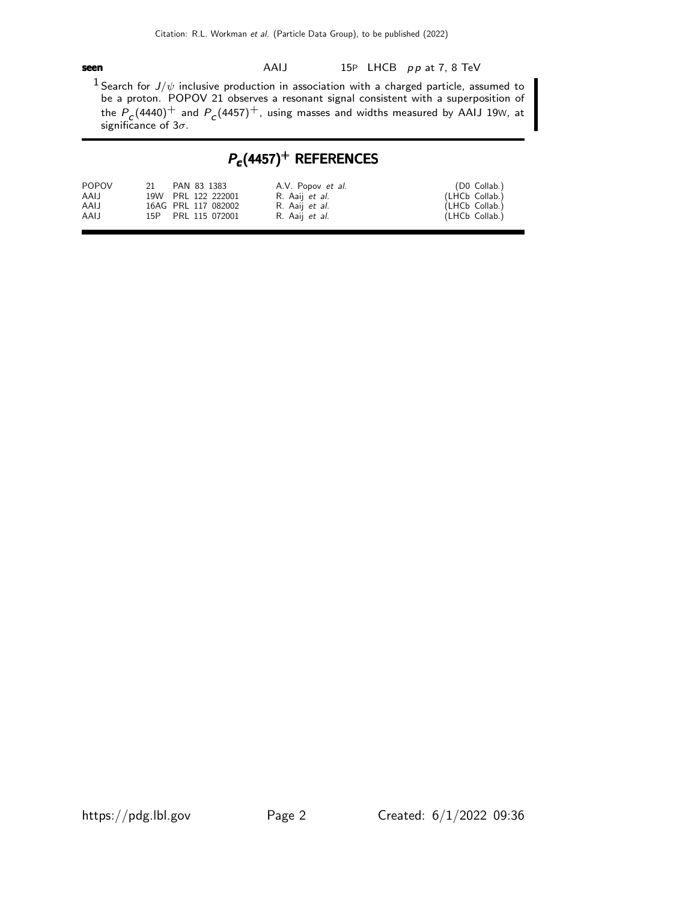| | | | |
|---|---|---|---|
| **seen** | AAIJ | 15P | LHCB $pp$ at 7, 8 TeV |

[1] Search for $J/\psi$ inclusive production in association with a charged particle, assumed to be a proton. POPOV 21 observes a resonant signal consistent with a superposition of the $P_c(4440)^+$ and $P_c(4457)^+$, using masses and widths measured by AAIJ 19W, at significance of $3\sigma$.

## $P_c(4457)^+$ REFERENCES

| | | | | |
|---|---|---|---|---|
| POPOV | 21 | PAN 83 1383 | A.V. Popov *et al.* | (D0 Collab.) |
| AAIJ | 19W | PRL 122 222001 | R. Aaij *et al.* | (LHCb Collab.) |
| AAIJ | 16AG | PRL 117 082002 | R. Aaij *et al.* | (LHCb Collab.) |
| AAIJ | 15P | PRL 115 072001 | R. Aaij *et al.* | (LHCb Collab.) |